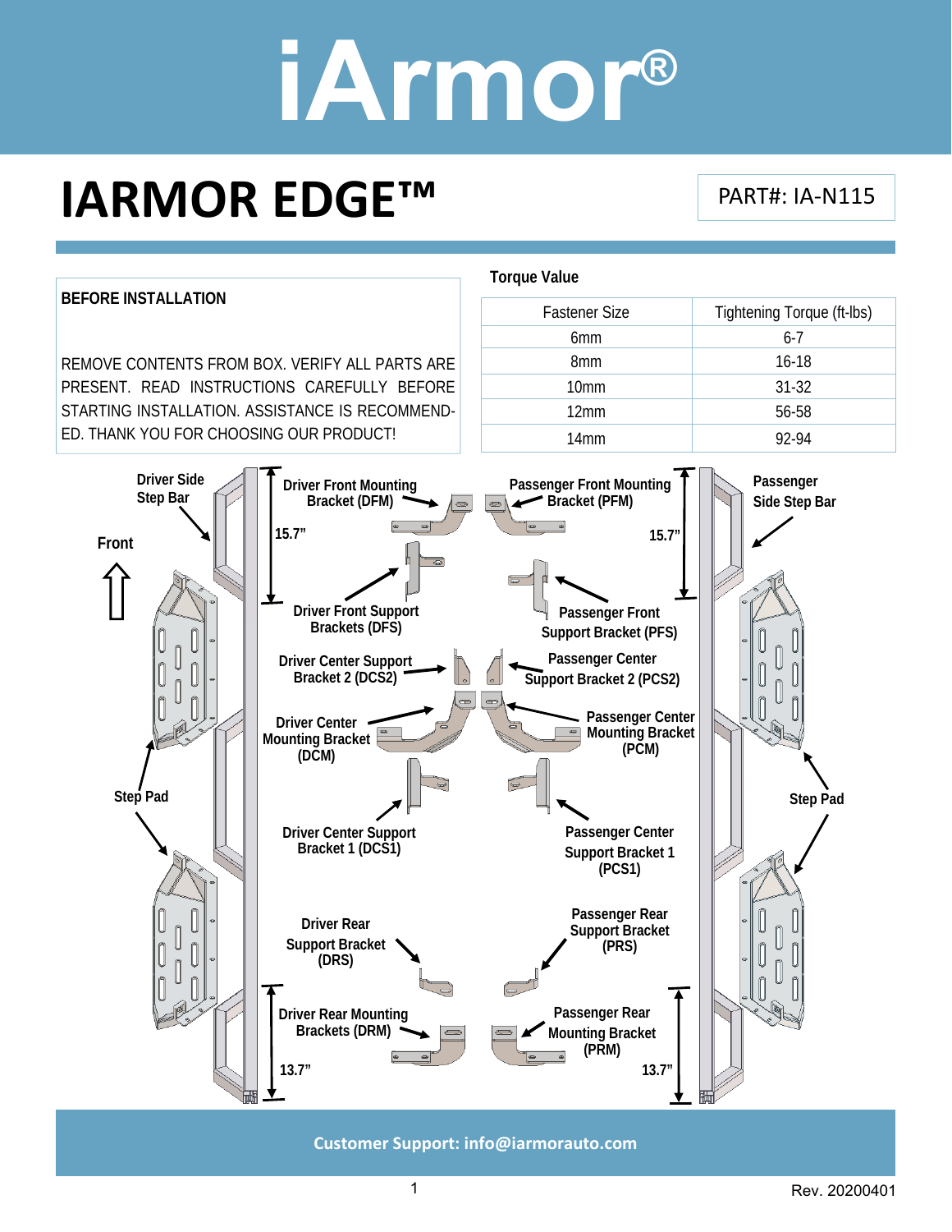# iArmor®

## IARMOR EDGE™

PART#: IA-N115

**BEFORE INSTALLATION**

REMOVE CONTENTS FROM BOX. VERIFY ALL PARTS ARE PRESENT. READ INSTRUCTIONS CAREFULLY BEFORE STARTING INSTALLATION. ASSISTANCE IS RECOMMENDED. THANK YOU FOR CHOOSING OUR PRODUCT!

**Torque Value**

| Fastener Size | Tightening Torque (ft-lbs) |
|---|---|
| 6mm | 6-7 |
| 8mm | 16-18 |
| 10mm | 31-32 |
| 12mm | 56-58 |
| 14mm | 92-94 |

Driver Side Step Bar

Front

Driver Front Mounting Bracket (DFM)

15.7"

Driver Front Support Brackets (DFS)

Driver Center Support Bracket 2 (DCS2)

Driver Center Mounting Bracket (DCM)

Step Pad

Driver Center Support Bracket 1 (DCS1)

Driver Rear Support Bracket (DRS)

Driver Rear Mounting Brackets (DRM)

13.7"

Passenger Front Mounting Bracket (PFM)

Passenger Side Step Bar

15.7"

Passenger Front Support Bracket (PFS)

Passenger Center Support Bracket 2 (PCS2)

Passenger Center Mounting Bracket (PCM)

Step Pad

Passenger Center Support Bracket 1 (PCS1)

Passenger Rear Support Bracket (PRS)

Passenger Rear Mounting Bracket (PRM)

13.7"

**Customer Support: info@iarmorauto.com**

Rev. 20200401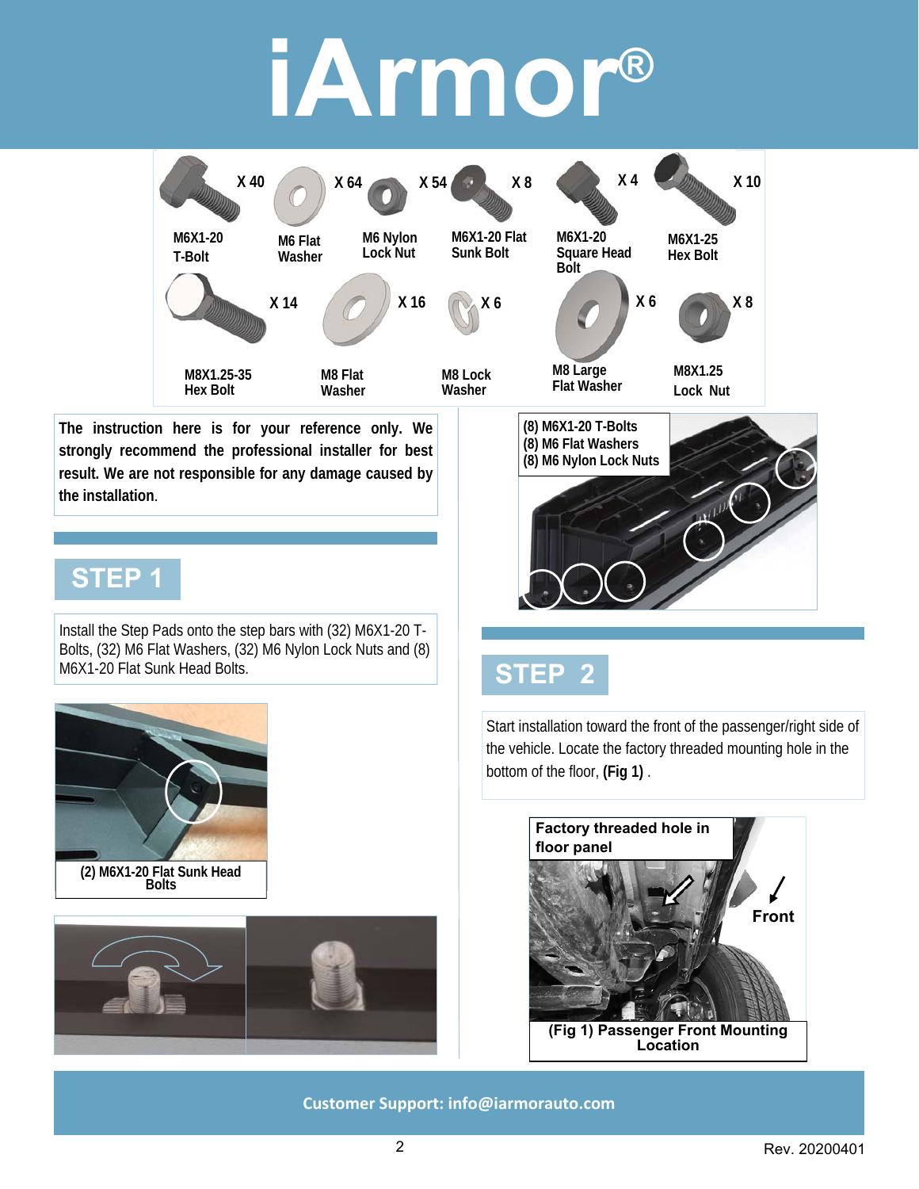# iArmor®

| Part | Quantity |
| --- | --- |
| M6X1-20 T-Bolt | X 40 |
| M6 Flat Washer | X 64 |
| M6 Nylon Lock Nut | X 54 |
| M6X1-20 Flat Sunk Bolt | X 8 |
| M6X1-20 Square Head Bolt | X 4 |
| M6X1-25 Hex Bolt | X 10 |
| M8X1.25-35 Hex Bolt | X 14 |
| M8 Flat Washer | X 16 |
| M8 Lock Washer | X 6 |
| M8 Large Flat Washer | X 6 |
| M8X1.25 Lock Nut | X 8 |

**The instruction here is for your reference only. We strongly recommend the professional installer for best result. We are not responsible for any damage caused by the installation.**

## STEP 1

Install the Step Pads onto the step bars with (32) M6X1-20 T-Bolts, (32) M6 Flat Washers, (32) M6 Nylon Lock Nuts and (8) M6X1-20 Flat Sunk Head Bolts.

**(2) M6X1-20 Flat Sunk Head Bolts**

**(8) M6X1-20 T-Bolts**
**(8) M6 Flat Washers**
**(8) M6 Nylon Lock Nuts**

## STEP 2

Start installation toward the front of the passenger/right side of the vehicle. Locate the factory threaded mounting hole in the bottom of the floor, **(Fig 1)** .

**Factory threaded hole in floor panel**

**Front**

**(Fig 1) Passenger Front Mounting Location**

**Customer Support: info@iarmorauto.com**

Rev. 20200401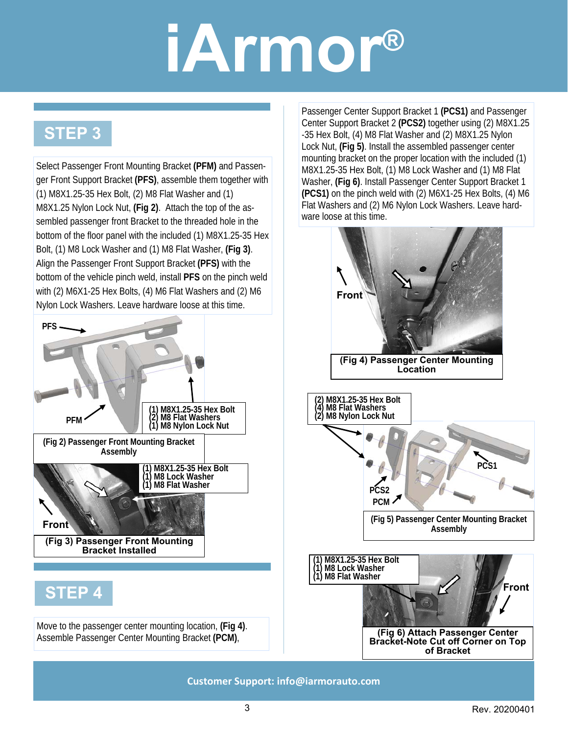# iArmor®

## STEP 3

Select Passenger Front Mounting Bracket **(PFM)** and Passenger Front Support Bracket **(PFS)**, assemble them together with (1) M8X1.25-35 Hex Bolt, (2) M8 Flat Washer and (1) M8X1.25 Nylon Lock Nut, **(Fig 2)**. Attach the top of the assembled passenger front Bracket to the threaded hole in the bottom of the floor panel with the included (1) M8X1.25-35 Hex Bolt, (1) M8 Lock Washer and (1) M8 Flat Washer, **(Fig 3)**. Align the Passenger Front Support Bracket **(PFS)** with the bottom of the vehicle pinch weld, install **PFS** on the pinch weld with (2) M6X1-25 Hex Bolts, (4) M6 Flat Washers and (2) M6 Nylon Lock Washers. Leave hardware loose at this time.

PFS

PFM

(1) M8X1.25-35 Hex Bolt
(2) M8 Flat Washers
(1) M8 Nylon Lock Nut

**(Fig 2) Passenger Front Mounting Bracket Assembly**

(1) M8X1.25-35 Hex Bolt
(1) M8 Lock Washer
(1) M8 Flat Washer

Front

**(Fig 3) Passenger Front Mounting Bracket Installed**

## STEP 4

Move to the passenger center mounting location, **(Fig 4)**. Assemble Passenger Center Mounting Bracket **(PCM)**, Passenger Center Support Bracket 1 **(PCS1)** and Passenger Center Support Bracket 2 **(PCS2)** together using (2) M8X1.25-35 Hex Bolt, (4) M8 Flat Washer and (2) M8X1.25 Nylon Lock Nut, **(Fig 5)**. Install the assembled passenger center mounting bracket on the proper location with the included (1) M8X1.25-35 Hex Bolt, (1) M8 Lock Washer and (1) M8 Flat Washer, **(Fig 6)**. Install Passenger Center Support Bracket 1 **(PCS1)** on the pinch weld with (2) M6X1-25 Hex Bolts, (4) M6 Flat Washers and (2) M6 Nylon Lock Washers. Leave hardware loose at this time.

Front

**(Fig 4) Passenger Center Mounting Location**

(2) M8X1.25-35 Hex Bolt
(4) M8 Flat Washers
(2) M8 Nylon Lock Nut

PCS1

PCS2

PCM

**(Fig 5) Passenger Center Mounting Bracket Assembly**

(1) M8X1.25-35 Hex Bolt
(1) M8 Lock Washer
(1) M8 Flat Washer

Front

**(Fig 6) Attach Passenger Center Bracket-Note Cut off Corner on Top of Bracket**

**Customer Support: info@iarmorauto.com**

Rev. 20200401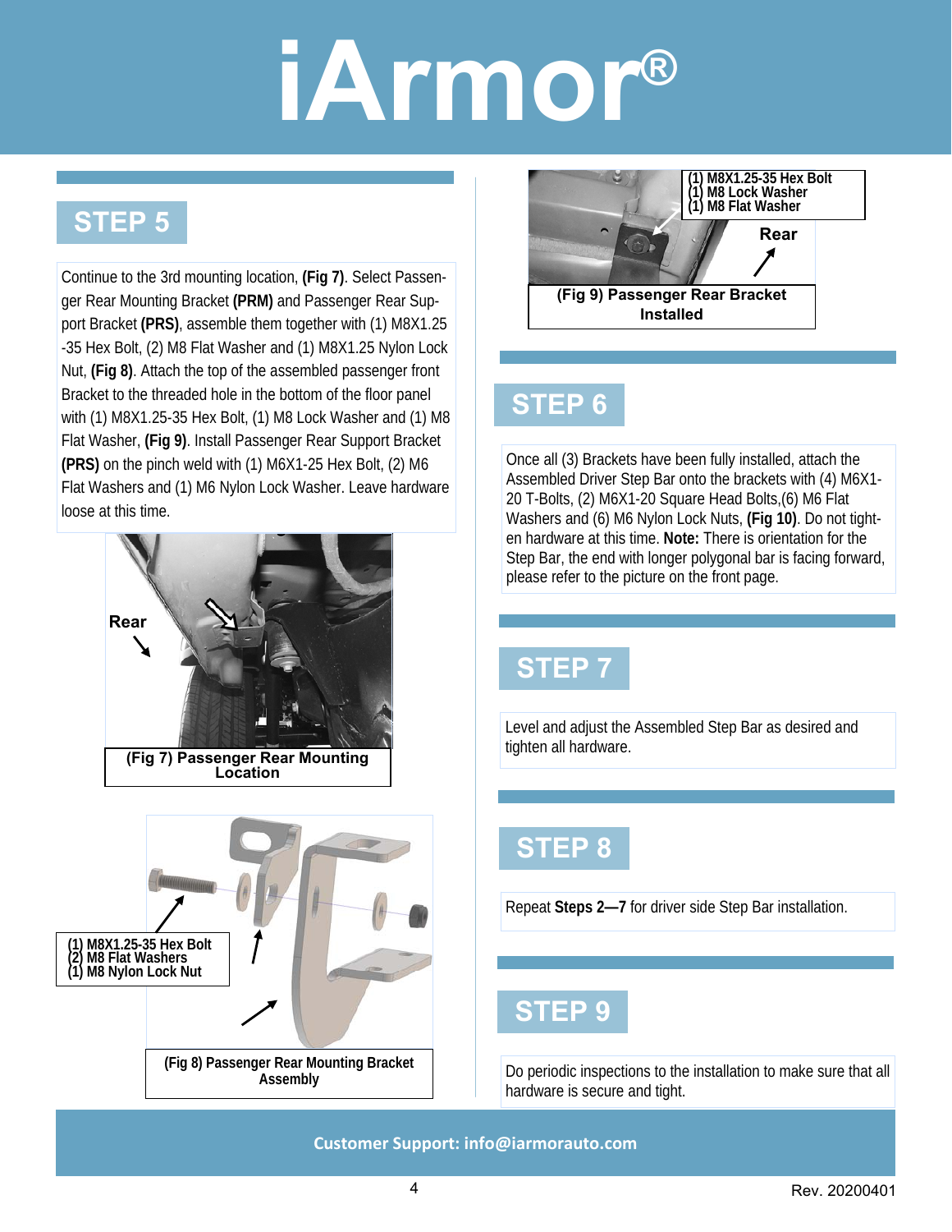# iArmor®

## STEP 5

Continue to the 3rd mounting location, **(Fig 7)**. Select Passenger Rear Mounting Bracket **(PRM)** and Passenger Rear Support Bracket **(PRS)**, assemble them together with (1) M8X1.25-35 Hex Bolt, (2) M8 Flat Washer and (1) M8X1.25 Nylon Lock Nut, **(Fig 8)**. Attach the top of the assembled passenger front Bracket to the threaded hole in the bottom of the floor panel with (1) M8X1.25-35 Hex Bolt, (1) M8 Lock Washer and (1) M8 Flat Washer, **(Fig 9)**. Install Passenger Rear Support Bracket **(PRS)** on the pinch weld with (1) M6X1-25 Hex Bolt, (2) M6 Flat Washers and (1) M6 Nylon Lock Washer. Leave hardware loose at this time.

Rear

**(Fig 7) Passenger Rear Mounting Location**

(1) M8X1.25-35 Hex Bolt
(2) M8 Flat Washers
(1) M8 Nylon Lock Nut

**(Fig 8) Passenger Rear Mounting Bracket Assembly**

(1) M8X1.25-35 Hex Bolt
(1) M8 Lock Washer
(1) M8 Flat Washer

Rear

**(Fig 9) Passenger Rear Bracket Installed**

## STEP 6

Once all (3) Brackets have been fully installed, attach the Assembled Driver Step Bar onto the brackets with (4) M6X1-20 T-Bolts, (2) M6X1-20 Square Head Bolts,(6) M6 Flat Washers and (6) M6 Nylon Lock Nuts, **(Fig 10)**. Do not tighten hardware at this time. **Note:** There is orientation for the Step Bar, the end with longer polygonal bar is facing forward, please refer to the picture on the front page.

## STEP 7

Level and adjust the Assembled Step Bar as desired and tighten all hardware.

## STEP 8

Repeat **Steps 2—7** for driver side Step Bar installation.

## STEP 9

Do periodic inspections to the installation to make sure that all hardware is secure and tight.

**Customer Support: info@iarmorauto.com**

Rev. 20200401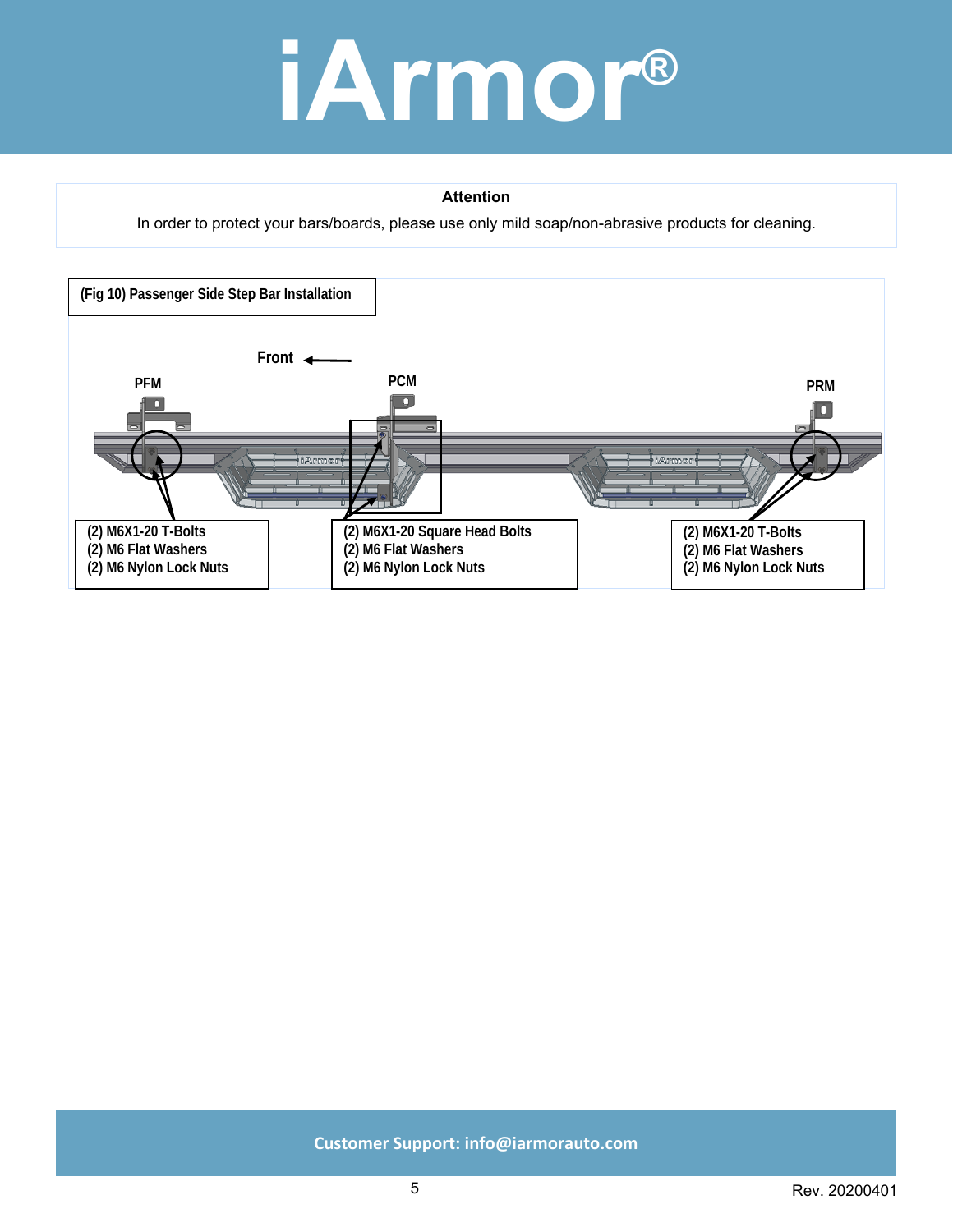**Attention**

In order to protect your bars/boards, please use only mild soap/non-abrasive products for cleaning.

**(Fig 10) Passenger Side Step Bar Installation**

Front

PFM

PCM

PRM

(2) M6X1-20 T-Bolts
(2) M6 Flat Washers
(2) M6 Nylon Lock Nuts

(2) M6X1-20 Square Head Bolts
(2) M6 Flat Washers
(2) M6 Nylon Lock Nuts

(2) M6X1-20 T-Bolts
(2) M6 Flat Washers
(2) M6 Nylon Lock Nuts

Customer Support: info@iarmorauto.com

Rev. 20200401